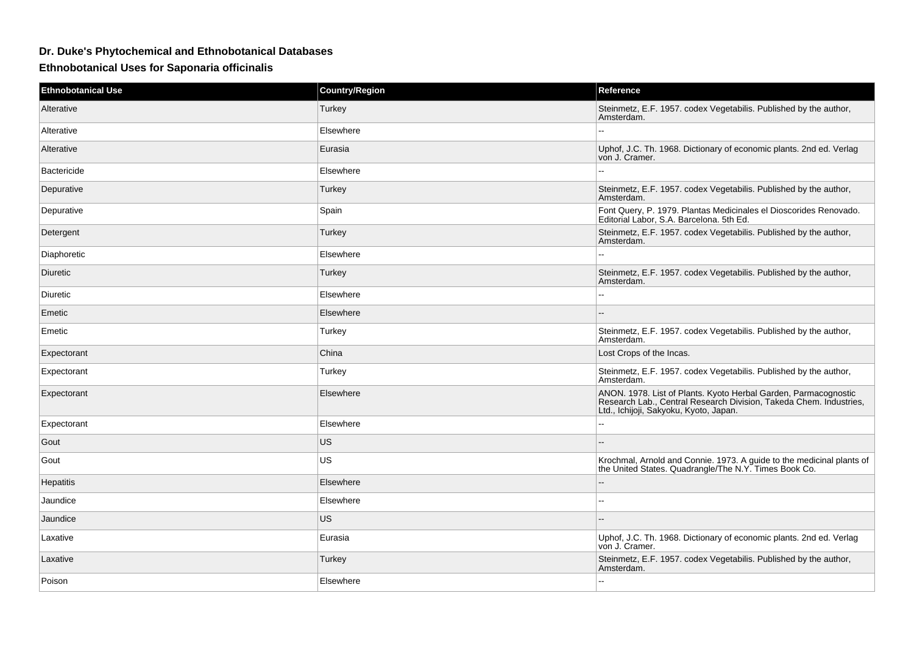## Dr. Duke's Phytochemical and Ethnobotanical Databases

### Ethnobotanical Uses for Saponaria officinalis

| Ethnobotanical Use | Country/Region | Reference |
|---|---|---|
| Alterative | Turkey | Steinmetz, E.F. 1957. codex Vegetabilis. Published by the author, Amsterdam. |
| Alterative | Elsewhere | -- |
| Alterative | Eurasia | Uphof, J.C. Th. 1968. Dictionary of economic plants. 2nd ed. Verlag von J. Cramer. |
| Bactericide | Elsewhere | -- |
| Depurative | Turkey | Steinmetz, E.F. 1957. codex Vegetabilis. Published by the author, Amsterdam. |
| Depurative | Spain | Font Query, P. 1979. Plantas Medicinales el Dioscorides Renovado. Editorial Labor, S.A. Barcelona. 5th Ed. |
| Detergent | Turkey | Steinmetz, E.F. 1957. codex Vegetabilis. Published by the author, Amsterdam. |
| Diaphoretic | Elsewhere | -- |
| Diuretic | Turkey | Steinmetz, E.F. 1957. codex Vegetabilis. Published by the author, Amsterdam. |
| Diuretic | Elsewhere | -- |
| Emetic | Elsewhere | -- |
| Emetic | Turkey | Steinmetz, E.F. 1957. codex Vegetabilis. Published by the author, Amsterdam. |
| Expectorant | China | Lost Crops of the Incas. |
| Expectorant | Turkey | Steinmetz, E.F. 1957. codex Vegetabilis. Published by the author, Amsterdam. |
| Expectorant | Elsewhere | ANON. 1978. List of Plants. Kyoto Herbal Garden, Parmacognostic Research Lab., Central Research Division, Takeda Chem. Industries, Ltd., Ichijoji, Sakyoku, Kyoto, Japan. |
| Expectorant | Elsewhere | -- |
| Gout | US | -- |
| Gout | US | Krochmal, Arnold and Connie. 1973. A guide to the medicinal plants of the United States. Quadrangle/The N.Y. Times Book Co. |
| Hepatitis | Elsewhere | -- |
| Jaundice | Elsewhere | -- |
| Jaundice | US | -- |
| Laxative | Eurasia | Uphof, J.C. Th. 1968. Dictionary of economic plants. 2nd ed. Verlag von J. Cramer. |
| Laxative | Turkey | Steinmetz, E.F. 1957. codex Vegetabilis. Published by the author, Amsterdam. |
| Poison | Elsewhere | -- |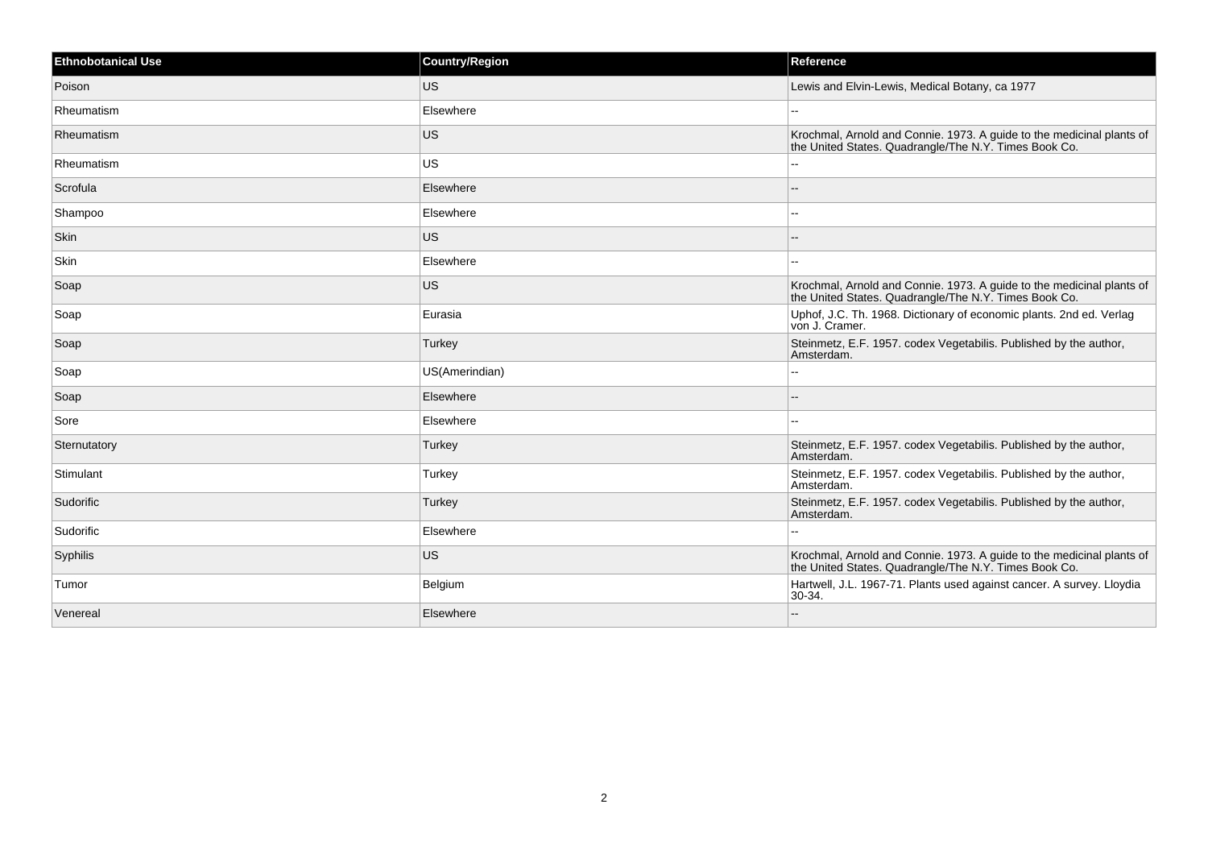| Ethnobotanical Use | Country/Region | Reference |
| --- | --- | --- |
| Poison | US | Lewis and Elvin-Lewis, Medical Botany, ca 1977 |
| Rheumatism | Elsewhere | -- |
| Rheumatism | US | Krochmal, Arnold and Connie. 1973. A guide to the medicinal plants of the United States. Quadrangle/The N.Y. Times Book Co. |
| Rheumatism | US | -- |
| Scrofula | Elsewhere | -- |
| Shampoo | Elsewhere | -- |
| Skin | US | -- |
| Skin | Elsewhere | -- |
| Soap | US | Krochmal, Arnold and Connie. 1973. A guide to the medicinal plants of the United States. Quadrangle/The N.Y. Times Book Co. |
| Soap | Eurasia | Uphof, J.C. Th. 1968. Dictionary of economic plants. 2nd ed. Verlag von J. Cramer. |
| Soap | Turkey | Steinmetz, E.F. 1957. codex Vegetabilis. Published by the author, Amsterdam. |
| Soap | US(Amerindian) | -- |
| Soap | Elsewhere | -- |
| Sore | Elsewhere | -- |
| Sternutatory | Turkey | Steinmetz, E.F. 1957. codex Vegetabilis. Published by the author, Amsterdam. |
| Stimulant | Turkey | Steinmetz, E.F. 1957. codex Vegetabilis. Published by the author, Amsterdam. |
| Sudorific | Turkey | Steinmetz, E.F. 1957. codex Vegetabilis. Published by the author, Amsterdam. |
| Sudorific | Elsewhere | -- |
| Syphilis | US | Krochmal, Arnold and Connie. 1973. A guide to the medicinal plants of the United States. Quadrangle/The N.Y. Times Book Co. |
| Tumor | Belgium | Hartwell, J.L. 1967-71. Plants used against cancer. A survey. Lloydia 30-34. |
| Venereal | Elsewhere | -- |